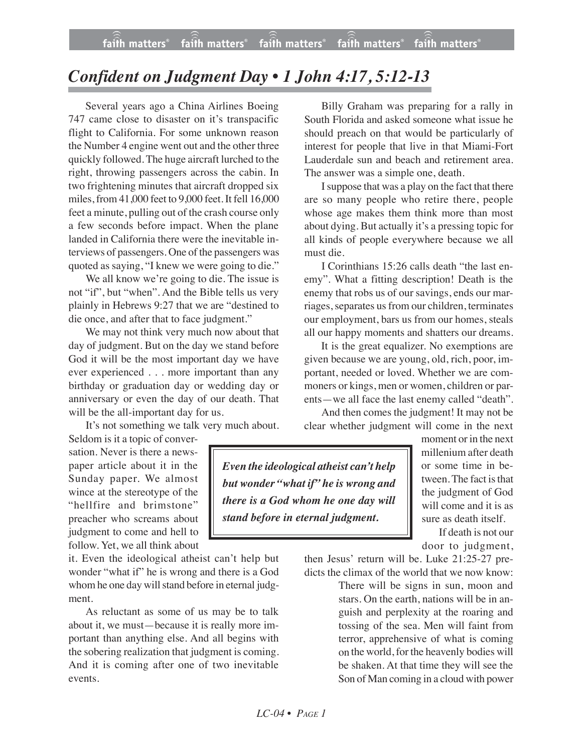# *Confident on Judgment Day • 1 John 4:17, 5:12-13*

Several years ago a China Airlines Boeing 747 came close to disaster on it's transpacific flight to California. For some unknown reason the Number 4 engine went out and the other three quickly followed. The huge aircraft lurched to the right, throwing passengers across the cabin. In two frightening minutes that aircraft dropped six miles, from 41,000 feet to 9,000 feet. It fell 16,000 feet a minute, pulling out of the crash course only a few seconds before impact. When the plane landed in California there were the inevitable interviews of passengers. One of the passengers was quoted as saying, "I knew we were going to die."

We all know we're going to die. The issue is not "if", but "when". And the Bible tells us very plainly in Hebrews 9:27 that we are "destined to die once, and after that to face judgment."

We may not think very much now about that day of judgment. But on the day we stand before God it will be the most important day we have ever experienced . . . more important than any birthday or graduation day or wedding day or anniversary or even the day of our death. That will be the all-important day for us.

It's not something we talk very much about. Seldom is it a topic of conversation. Never is there a newspaper article about it in the Sunday paper. We almost wince at the stereotype of the "hellfire and brimstone" preacher who screams about judgment to come and hell to follow. Yet, we all think about it. Even the ideological atheist can't help but wonder "what if" he is wrong and there is a God whom he one day will stand before in eternal judgment.

As reluctant as some of us may be to talk about it, we must—because it is really more important than anything else. And all begins with the sobering realization that judgment is coming. And it is coming after one of two inevitable events.

Billy Graham was preparing for a rally in South Florida and asked someone what issue he should preach on that would be particularly of interest for people that live in that Miami-Fort Lauderdale sun and beach and retirement area. The answer was a simple one, death.

I suppose that was a play on the fact that there are so many people who retire there, people whose age makes them think more than most about dying. But actually it's a pressing topic for all kinds of people everywhere because we all must die.

I Corinthians 15:26 calls death "the last enemy". What a fitting description! Death is the enemy that robs us of our savings, ends our marriages, separates us from our children, terminates our employment, bars us from our homes, steals all our happy moments and shatters our dreams.

It is the great equalizer. No exemptions are given because we are young, old, rich, poor, important, needed or loved. Whether we are commoners or kings, men or women, children or parents—we all face the last enemy called "death".

And then comes the judgment! It may not be clear whether judgment will come in the next moment or in the next millenium after death or some time in between. The fact is that the judgment of God will come and it is as sure as death itself.

> ***Even the ideological atheist can't help but wonder "what if" he is wrong and there is a God whom he one day will stand before in eternal judgment.***

If death is not our door to judgment, then Jesus' return will be. Luke 21:25-27 predicts the climax of the world that we now know:

> There will be signs in sun, moon and stars. On the earth, nations will be in anguish and perplexity at the roaring and tossing of the sea. Men will faint from terror, apprehensive of what is coming on the world, for the heavenly bodies will be shaken. At that time they will see the Son of Man coming in a cloud with power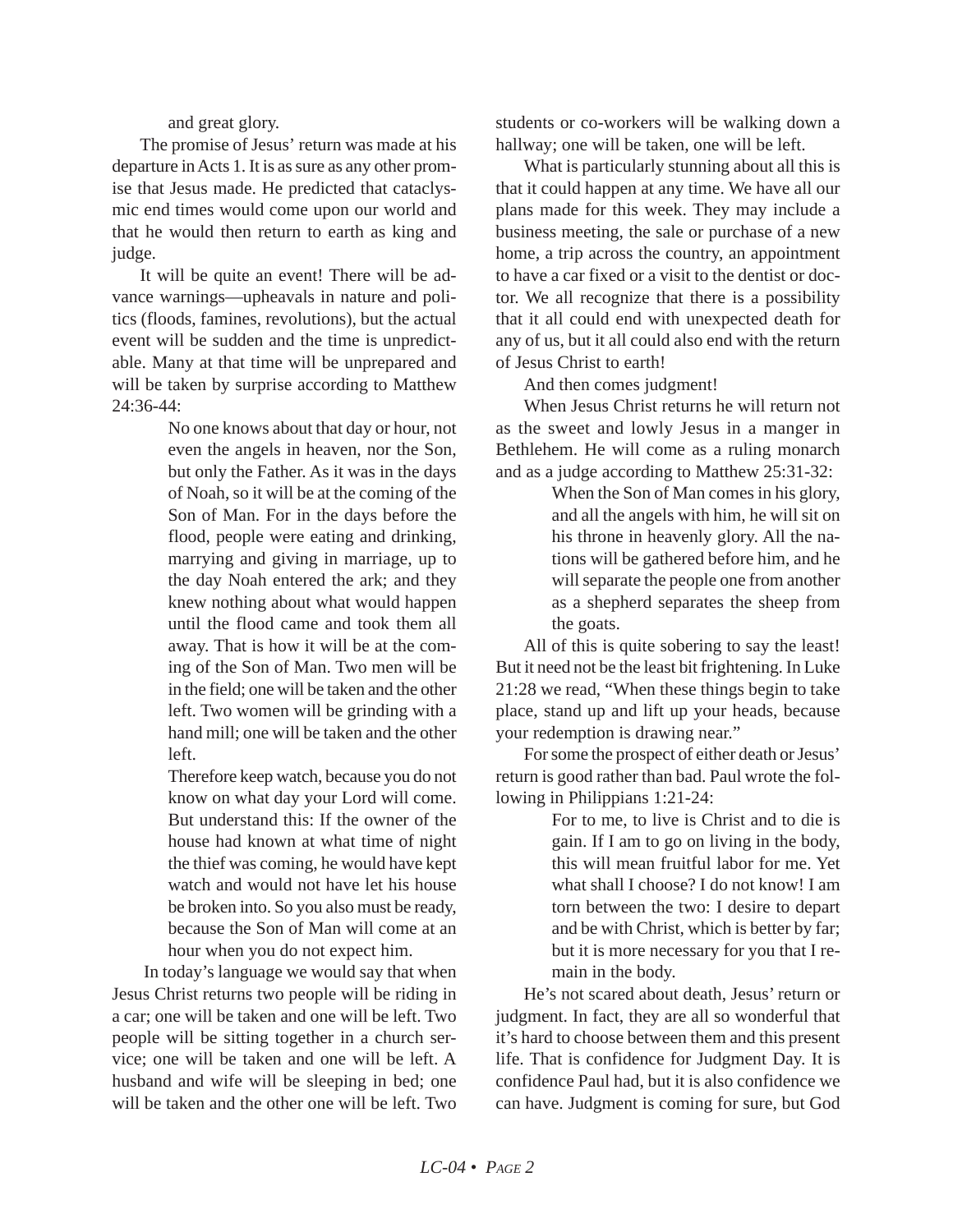and great glory.

The promise of Jesus' return was made at his departure in Acts 1. It is as sure as any other promise that Jesus made. He predicted that cataclysmic end times would come upon our world and that he would then return to earth as king and judge.

It will be quite an event! There will be advance warnings—upheavals in nature and politics (floods, famines, revolutions), but the actual event will be sudden and the time is unpredictable. Many at that time will be unprepared and will be taken by surprise according to Matthew 24:36-44:

> No one knows about that day or hour, not even the angels in heaven, nor the Son, but only the Father. As it was in the days of Noah, so it will be at the coming of the Son of Man. For in the days before the flood, people were eating and drinking, marrying and giving in marriage, up to the day Noah entered the ark; and they knew nothing about what would happen until the flood came and took them all away. That is how it will be at the coming of the Son of Man. Two men will be in the field; one will be taken and the other left. Two women will be grinding with a hand mill; one will be taken and the other left.
>
> Therefore keep watch, because you do not know on what day your Lord will come. But understand this: If the owner of the house had known at what time of night the thief was coming, he would have kept watch and would not have let his house be broken into. So you also must be ready, because the Son of Man will come at an hour when you do not expect him.

In today's language we would say that when Jesus Christ returns two people will be riding in a car; one will be taken and one will be left. Two people will be sitting together in a church service; one will be taken and one will be left. A husband and wife will be sleeping in bed; one will be taken and the other one will be left. Two students or co-workers will be walking down a hallway; one will be taken, one will be left.

What is particularly stunning about all this is that it could happen at any time. We have all our plans made for this week. They may include a business meeting, the sale or purchase of a new home, a trip across the country, an appointment to have a car fixed or a visit to the dentist or doctor. We all recognize that there is a possibility that it all could end with unexpected death for any of us, but it all could also end with the return of Jesus Christ to earth!

And then comes judgment!

When Jesus Christ returns he will return not as the sweet and lowly Jesus in a manger in Bethlehem. He will come as a ruling monarch and as a judge according to Matthew 25:31-32:

> When the Son of Man comes in his glory, and all the angels with him, he will sit on his throne in heavenly glory. All the nations will be gathered before him, and he will separate the people one from another as a shepherd separates the sheep from the goats.

All of this is quite sobering to say the least! But it need not be the least bit frightening. In Luke 21:28 we read, "When these things begin to take place, stand up and lift up your heads, because your redemption is drawing near."

For some the prospect of either death or Jesus' return is good rather than bad. Paul wrote the following in Philippians 1:21-24:

> For to me, to live is Christ and to die is gain. If I am to go on living in the body, this will mean fruitful labor for me. Yet what shall I choose? I do not know! I am torn between the two: I desire to depart and be with Christ, which is better by far; but it is more necessary for you that I remain in the body.

He's not scared about death, Jesus' return or judgment. In fact, they are all so wonderful that it's hard to choose between them and this present life. That is confidence for Judgment Day. It is confidence Paul had, but it is also confidence we can have. Judgment is coming for sure, but God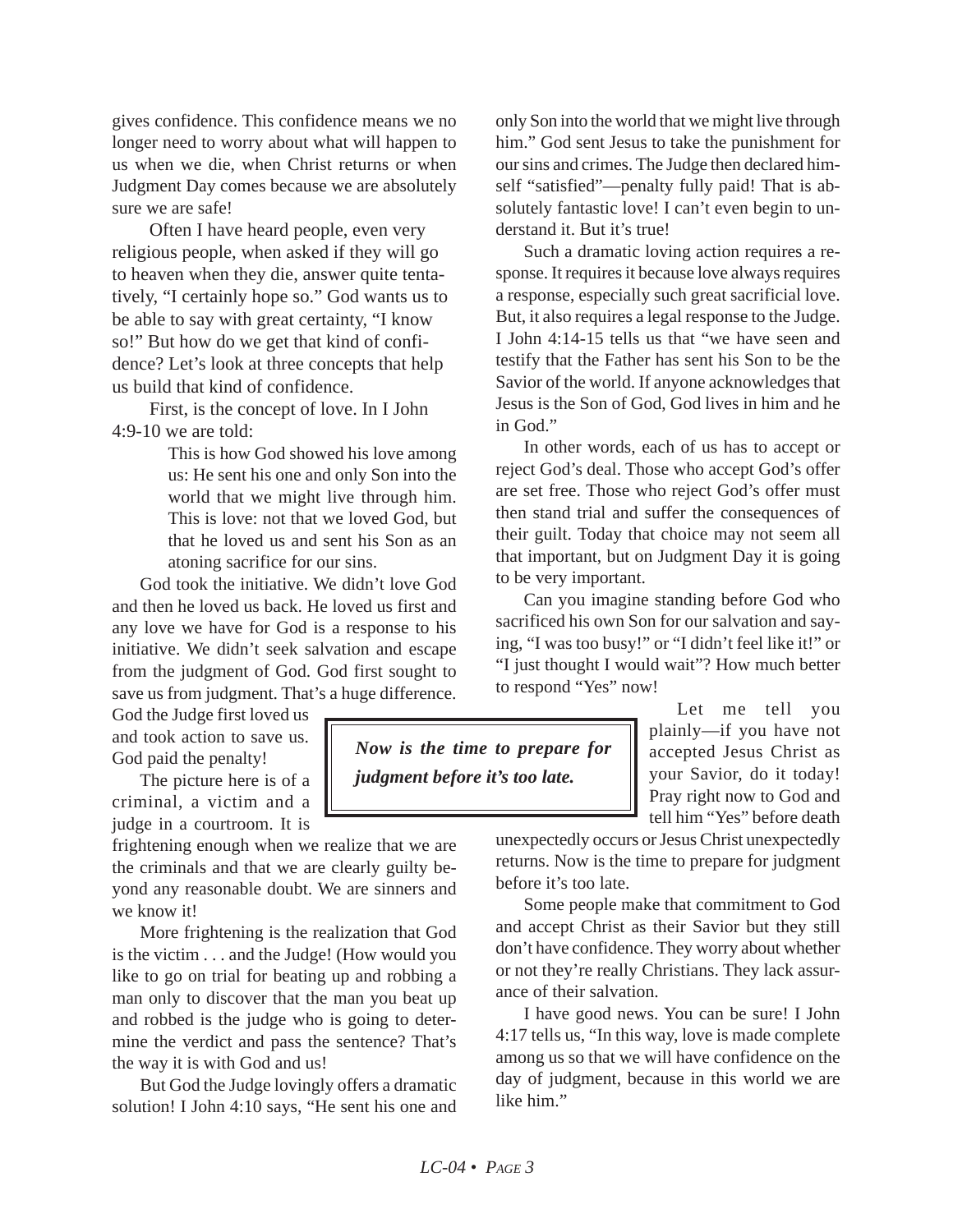gives confidence. This confidence means we no longer need to worry about what will happen to us when we die, when Christ returns or when Judgment Day comes because we are absolutely sure we are safe!

Often I have heard people, even very religious people, when asked if they will go to heaven when they die, answer quite tentatively, "I certainly hope so." God wants us to be able to say with great certainty, "I know so!" But how do we get that kind of confidence? Let's look at three concepts that help us build that kind of confidence.

First, is the concept of love. In I John 4:9-10 we are told:

> This is how God showed his love among us: He sent his one and only Son into the world that we might live through him. This is love: not that we loved God, but that he loved us and sent his Son as an atoning sacrifice for our sins.

God took the initiative. We didn't love God and then he loved us back. He loved us first and any love we have for God is a response to his initiative. We didn't seek salvation and escape from the judgment of God. God first sought to save us from judgment. That's a huge difference. God the Judge first loved us and took action to save us. God paid the penalty!

The picture here is of a criminal, a victim and a judge in a courtroom. It is frightening enough when we realize that we are the criminals and that we are clearly guilty beyond any reasonable doubt. We are sinners and we know it!

More frightening is the realization that God is the victim . . . and the Judge! (How would you like to go on trial for beating up and robbing a man only to discover that the man you beat up and robbed is the judge who is going to determine the verdict and pass the sentence? That's the way it is with God and us!

But God the Judge lovingly offers a dramatic solution! I John 4:10 says, "He sent his one and only Son into the world that we might live through him." God sent Jesus to take the punishment for our sins and crimes. The Judge then declared himself "satisfied"—penalty fully paid! That is absolutely fantastic love! I can't even begin to understand it. But it's true!

Such a dramatic loving action requires a response. It requires it because love always requires a response, especially such great sacrificial love. But, it also requires a legal response to the Judge. I John 4:14-15 tells us that "we have seen and testify that the Father has sent his Son to be the Savior of the world. If anyone acknowledges that Jesus is the Son of God, God lives in him and he in God."

In other words, each of us has to accept or reject God's deal. Those who accept God's offer are set free. Those who reject God's offer must then stand trial and suffer the consequences of their guilt. Today that choice may not seem all that important, but on Judgment Day it is going to be very important.

Can you imagine standing before God who sacrificed his own Son for our salvation and saying, "I was too busy!" or "I didn't feel like it!" or "I just thought I would wait"? How much better to respond "Yes" now!

> ***Now is the time to prepare for judgment before it's too late.***

Let me tell you plainly—if you have not accepted Jesus Christ as your Savior, do it today! Pray right now to God and tell him "Yes" before death unexpectedly occurs or Jesus Christ unexpectedly returns. Now is the time to prepare for judgment before it's too late.

Some people make that commitment to God and accept Christ as their Savior but they still don't have confidence. They worry about whether or not they're really Christians. They lack assurance of their salvation.

I have good news. You can be sure! I John 4:17 tells us, "In this way, love is made complete among us so that we will have confidence on the day of judgment, because in this world we are like him."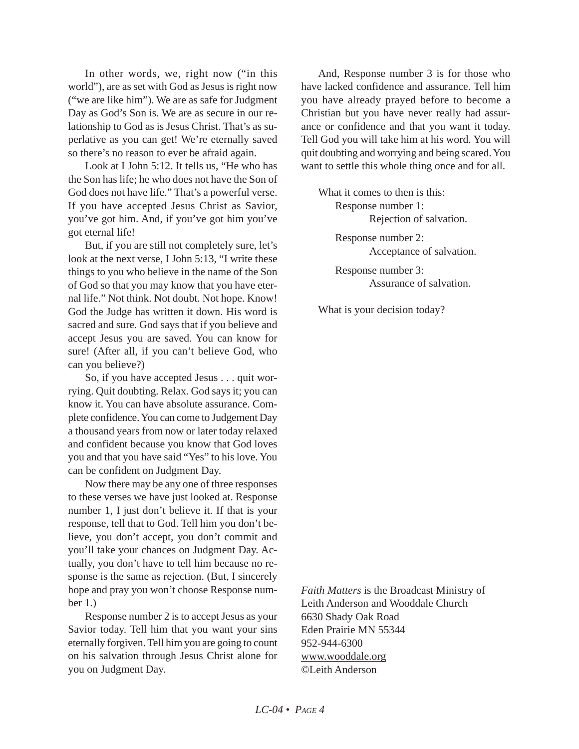In other words, we, right now ("in this world"), are as set with God as Jesus is right now ("we are like him"). We are as safe for Judgment Day as God's Son is. We are as secure in our relationship to God as is Jesus Christ. That's as superlative as you can get! We're eternally saved so there's no reason to ever be afraid again.

Look at I John 5:12. It tells us, "He who has the Son has life; he who does not have the Son of God does not have life." That's a powerful verse. If you have accepted Jesus Christ as Savior, you've got him. And, if you've got him you've got eternal life!

But, if you are still not completely sure, let's look at the next verse, I John 5:13, "I write these things to you who believe in the name of the Son of God so that you may know that you have eternal life." Not think. Not doubt. Not hope. Know! God the Judge has written it down. His word is sacred and sure. God says that if you believe and accept Jesus you are saved. You can know for sure! (After all, if you can't believe God, who can you believe?)

So, if you have accepted Jesus . . . quit worrying. Quit doubting. Relax. God says it; you can know it. You can have absolute assurance. Complete confidence. You can come to Judgement Day a thousand years from now or later today relaxed and confident because you know that God loves you and that you have said "Yes" to his love. You can be confident on Judgment Day.

Now there may be any one of three responses to these verses we have just looked at. Response number 1, I just don't believe it. If that is your response, tell that to God. Tell him you don't believe, you don't accept, you don't commit and you'll take your chances on Judgment Day. Actually, you don't have to tell him because no response is the same as rejection. (But, I sincerely hope and pray you won't choose Response number 1.)

Response number 2 is to accept Jesus as your Savior today. Tell him that you want your sins eternally forgiven. Tell him you are going to count on his salvation through Jesus Christ alone for you on Judgment Day.

And, Response number 3 is for those who have lacked confidence and assurance. Tell him you have already prayed before to become a Christian but you have never really had assurance or confidence and that you want it today. Tell God you will take him at his word. You will quit doubting and worrying and being scared. You want to settle this whole thing once and for all.

What it comes to then is this:

Response number 1:
Rejection of salvation.

Response number 2:
Acceptance of salvation.

Response number 3:
Assurance of salvation.

What is your decision today?

*Faith Matters* is the Broadcast Ministry of
Leith Anderson and Wooddale Church
6630 Shady Oak Road
Eden Prairie MN 55344
952-944-6300
www.wooddale.org
©Leith Anderson